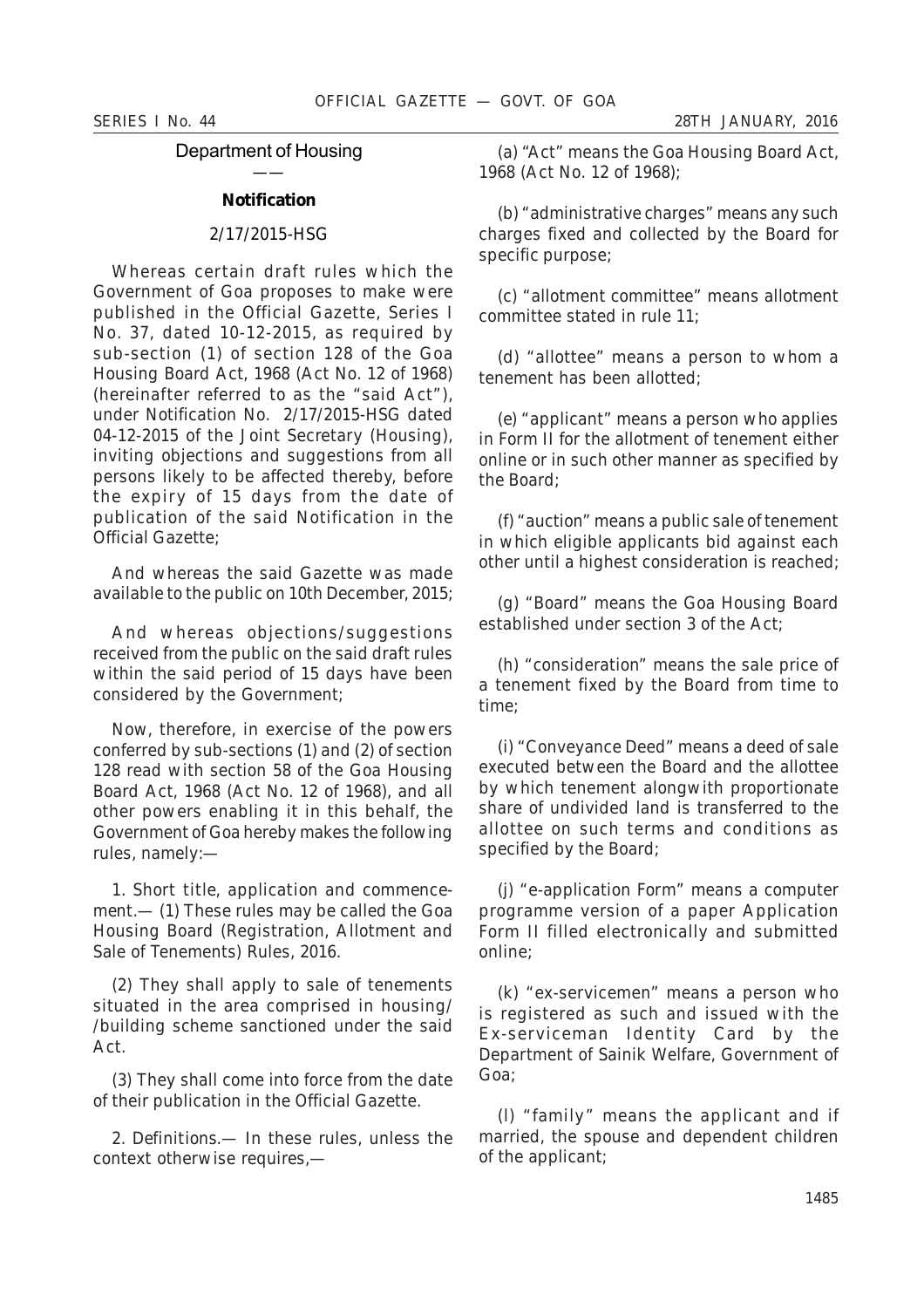## Department of Housing

—

### Notification

2/17/2015-HSG

Whereas certain draft rules which the Government of Goa proposes to make were published in the Official Gazette, Series I No. 37, dated 10-12-2015, as required by sub-section (1) of section 128 of the Goa Housing Board Act, 1968 (Act No. 12 of 1968) (hereinafter referred to as the "said Act"), under Notification No. 2/17/2015-HSG dated 04-12-2015 of the Joint Secretary (Housing), inviting objections and suggestions from all persons likely to be affected thereby, before the expiry of 15 days from the date of publication of the said Notification in the Official Gazette;

And whereas the said Gazette was made available to the public on 10th December, 2015;

And whereas objections/suggestions received from the public on the said draft rules within the said period of 15 days have been considered by the Government;

Now, therefore, in exercise of the powers conferred by sub-sections (1) and (2) of section 128 read with section 58 of the Goa Housing Board Act, 1968 (Act No. 12 of 1968), and all other powers enabling it in this behalf, the Government of Goa hereby makes the following rules, namely:—

1. Short title, application and commencement.— (1) These rules may be called the Goa Housing Board (Registration, Allotment and Sale of Tenements) Rules, 2016.

(2) They shall apply to sale of tenements situated in the area comprised in housing/ /building scheme sanctioned under the said Act.

(3) They shall come into force from the date of their publication in the Official Gazette.

2. Definitions.— In these rules, unless the context otherwise requires,—

(a) "Act" means the Goa Housing Board Act, 1968 (Act No. 12 of 1968);

(b) "administrative charges" means any such charges fixed and collected by the Board for specific purpose;

(c) "allotment committee" means allotment committee stated in rule 11;

(d) "allottee" means a person to whom a tenement has been allotted;

(e) "applicant" means a person who applies in Form II for the allotment of tenement either online or in such other manner as specified by the Board;

(f) "auction" means a public sale of tenement in which eligible applicants bid against each other until a highest consideration is reached;

(g) "Board" means the Goa Housing Board established under section 3 of the Act;

(h) "consideration" means the sale price of a tenement fixed by the Board from time to time;

(i) "Conveyance Deed" means a deed of sale executed between the Board and the allottee by which tenement alongwith proportionate share of undivided land is transferred to the allottee on such terms and conditions as specified by the Board;

(j) "e-application Form" means a computer programme version of a paper Application Form II filled electronically and submitted online;

(k) "ex-servicemen" means a person who is registered as such and issued with the Ex-serviceman Identity Card by the Department of Sainik Welfare, Government of Goa;

(l) "family" means the applicant and if married, the spouse and dependent children of the applicant;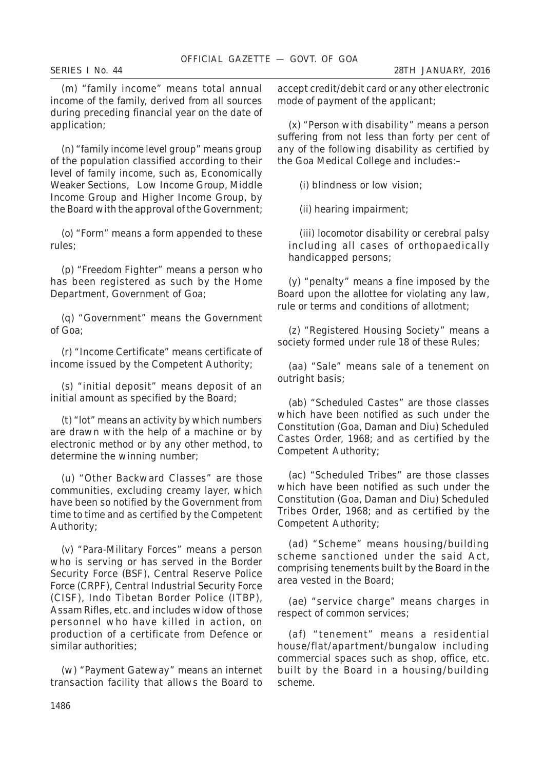(m) "family income" means total annual income of the family, derived from all sources during preceding financial year on the date of application;

(n) "family income level group" means group of the population classified according to their level of family income, such as, Economically Weaker Sections, Low Income Group, Middle Income Group and Higher Income Group, by the Board with the approval of the Government;

(o) "Form" means a form appended to these rules;

(p) "Freedom Fighter" means a person who has been registered as such by the Home Department, Government of Goa;

(q) "Government" means the Government of Goa;

(r) "Income Certificate" means certificate of income issued by the Competent Authority;

(s) "initial deposit" means deposit of an initial amount as specified by the Board;

(t) "lot" means an activity by which numbers are drawn with the help of a machine or by electronic method or by any other method, to determine the winning number;

(u) "Other Backward Classes" are those communities, excluding creamy layer, which have been so notified by the Government from time to time and as certified by the Competent Authority;

(v) "Para-Military Forces" means a person who is serving or has served in the Border Security Force (BSF), Central Reserve Police Force (CRPF), Central Industrial Security Force (CISF), Indo Tibetan Border Police (ITBP), Assam Rifles, etc. and includes widow of those personnel who have killed in action, on production of a certificate from Defence or similar authorities;

(w) "Payment Gateway" means an internet transaction facility that allows the Board to accept credit/debit card or any other electronic mode of payment of the applicant;

(x) "Person with disability" means a person suffering from not less than forty per cent of any of the following disability as certified by the Goa Medical College and includes:–

(i) blindness or low vision;

(ii) hearing impairment;

(iii) locomotor disability or cerebral palsy including all cases of orthopaedically handicapped persons;

(y) "penalty" means a fine imposed by the Board upon the allottee for violating any law, rule or terms and conditions of allotment;

(z) "Registered Housing Society" means a society formed under rule 18 of these Rules;

(aa) "Sale" means sale of a tenement on outright basis;

(ab) "Scheduled Castes" are those classes which have been notified as such under the Constitution (Goa, Daman and Diu) Scheduled Castes Order, 1968; and as certified by the Competent Authority;

(ac) "Scheduled Tribes" are those classes which have been notified as such under the Constitution (Goa, Daman and Diu) Scheduled Tribes Order, 1968; and as certified by the Competent Authority;

(ad) "Scheme" means housing/building scheme sanctioned under the said Act, comprising tenements built by the Board in the area vested in the Board;

(ae) "service charge" means charges in respect of common services;

(af) "tenement" means a residential house/flat/apartment/bungalow including commercial spaces such as shop, office, etc. built by the Board in a housing/building scheme.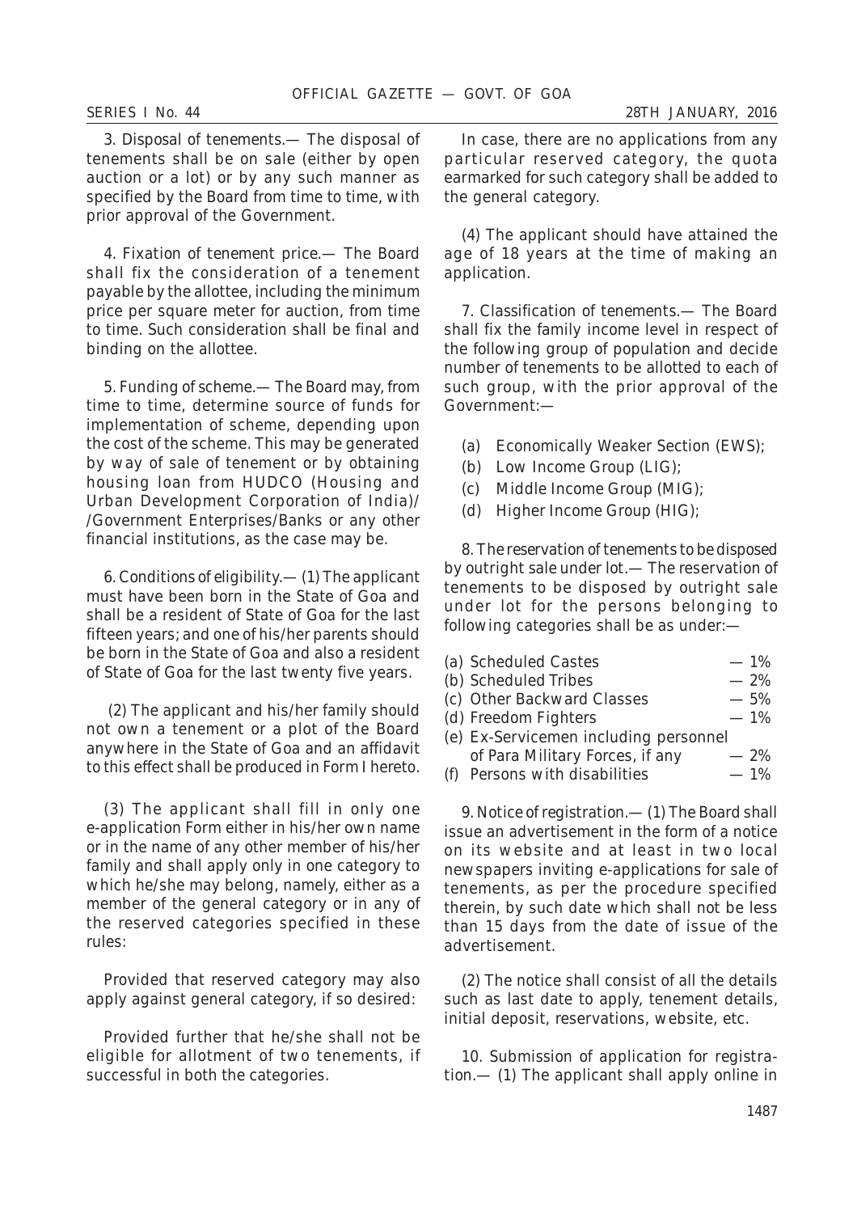3. Disposal of tenements.— The disposal of tenements shall be on sale (either by open auction or a lot) or by any such manner as specified by the Board from time to time, with prior approval of the Government.

4. Fixation of tenement price.— The Board shall fix the consideration of a tenement payable by the allottee, including the minimum price per square meter for auction, from time to time. Such consideration shall be final and binding on the allottee.

5. Funding of scheme.— The Board may, from time to time, determine source of funds for implementation of scheme, depending upon the cost of the scheme. This may be generated by way of sale of tenement or by obtaining housing loan from HUDCO (Housing and Urban Development Corporation of India)/ /Government Enterprises/Banks or any other financial institutions, as the case may be.

6. Conditions of eligibility.— (1) The applicant must have been born in the State of Goa and shall be a resident of State of Goa for the last fifteen years; and one of his/her parents should be born in the State of Goa and also a resident of State of Goa for the last twenty five years.

(2) The applicant and his/her family should not own a tenement or a plot of the Board anywhere in the State of Goa and an affidavit to this effect shall be produced in Form I hereto.

(3) The applicant shall fill in only one e-application Form either in his/her own name or in the name of any other member of his/her family and shall apply only in one category to which he/she may belong, namely, either as a member of the general category or in any of the reserved categories specified in these rules:

Provided that reserved category may also apply against general category, if so desired:

Provided further that he/she shall not be eligible for allotment of two tenements, if successful in both the categories.

In case, there are no applications from any particular reserved category, the quota earmarked for such category shall be added to the general category.

(4) The applicant should have attained the age of 18 years at the time of making an application.

7. Classification of tenements.— The Board shall fix the family income level in respect of the following group of population and decide number of tenements to be allotted to each of such group, with the prior approval of the Government:—

(a) Economically Weaker Section (EWS);
(b) Low Income Group (LIG);
(c) Middle Income Group (MIG);
(d) Higher Income Group (HIG);

8. The reservation of tenements to be disposed by outright sale under lot.— The reservation of tenements to be disposed by outright sale under lot for the persons belonging to following categories shall be as under:—

(a) Scheduled Castes — 1%
(b) Scheduled Tribes — 2%
(c) Other Backward Classes — 5%
(d) Freedom Fighters — 1%
(e) Ex-Servicemen including personnel of Para Military Forces, if any — 2%
(f) Persons with disabilities — 1%

9. Notice of registration.— (1) The Board shall issue an advertisement in the form of a notice on its website and at least in two local newspapers inviting e-applications for sale of tenements, as per the procedure specified therein, by such date which shall not be less than 15 days from the date of issue of the advertisement.

(2) The notice shall consist of all the details such as last date to apply, tenement details, initial deposit, reservations, website, etc.

10. Submission of application for registration.— (1) The applicant shall apply online in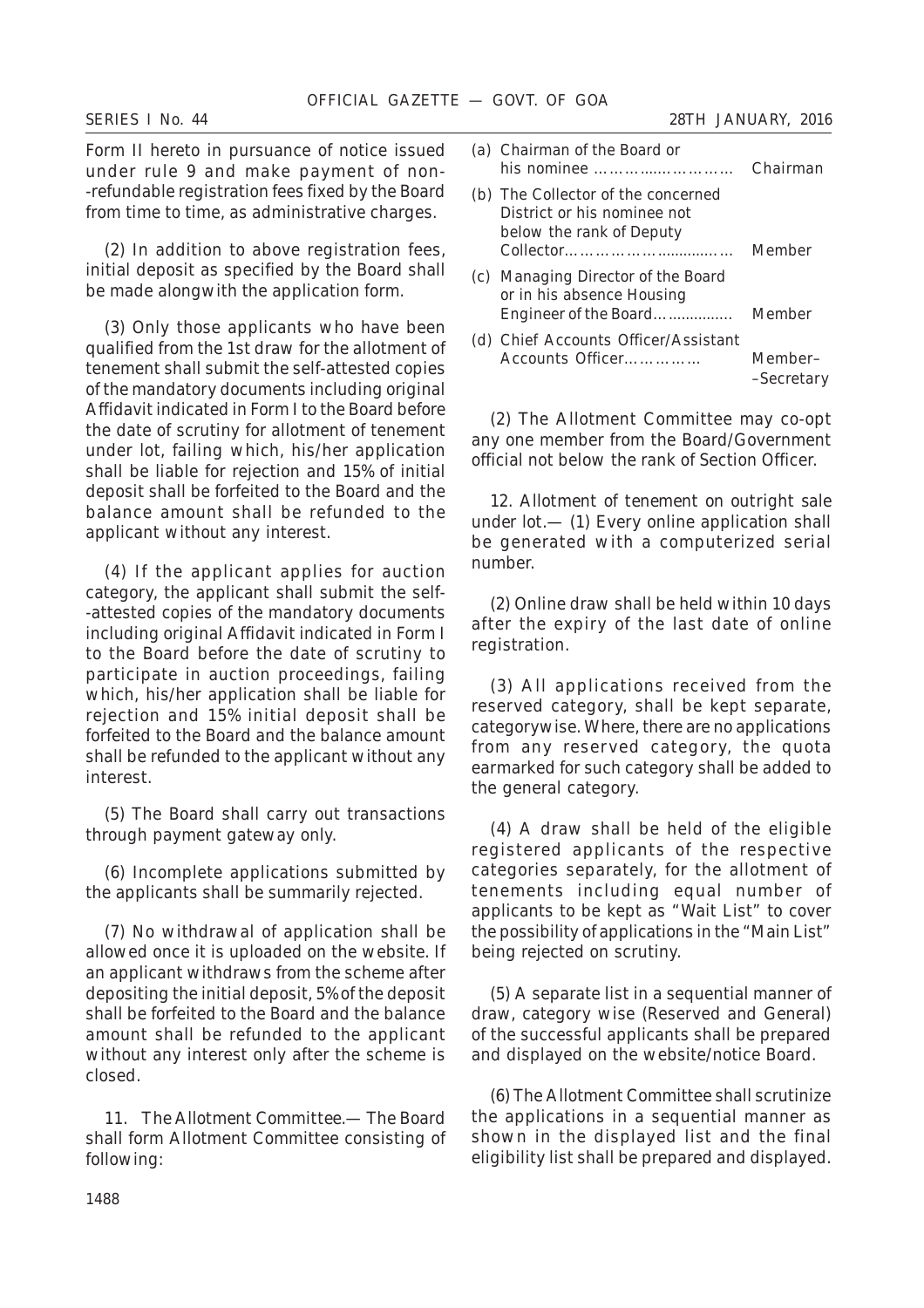Form II hereto in pursuance of notice issued under rule 9 and make payment of non--refundable registration fees fixed by the Board from time to time, as administrative charges.

(2) In addition to above registration fees, initial deposit as specified by the Board shall be made alongwith the application form.

(3) Only those applicants who have been qualified from the 1st draw for the allotment of tenement shall submit the self-attested copies of the mandatory documents including original Affidavit indicated in Form I to the Board before the date of scrutiny for allotment of tenement under lot, failing which, his/her application shall be liable for rejection and 15% of initial deposit shall be forfeited to the Board and the balance amount shall be refunded to the applicant without any interest.

(4) If the applicant applies for auction category, the applicant shall submit the self--attested copies of the mandatory documents including original Affidavit indicated in Form I to the Board before the date of scrutiny to participate in auction proceedings, failing which, his/her application shall be liable for rejection and 15% initial deposit shall be forfeited to the Board and the balance amount shall be refunded to the applicant without any interest.

(5) The Board shall carry out transactions through payment gateway only.

(6) Incomplete applications submitted by the applicants shall be summarily rejected.

(7) No withdrawal of application shall be allowed once it is uploaded on the website. If an applicant withdraws from the scheme after depositing the initial deposit, 5% of the deposit shall be forfeited to the Board and the balance amount shall be refunded to the applicant without any interest only after the scheme is closed.

11. *The Allotment Committee*.— The Board shall form Allotment Committee consisting of following:

(a) Chairman of the Board or his nominee ……………………… Chairman

(b) The Collector of the concerned District or his nominee not below the rank of Deputy Collector……………………… Member

(c) Managing Director of the Board or in his absence Housing Engineer of the Board……………… Member

(d) Chief Accounts Officer/Assistant Accounts Officer…………… Member–Secretary

(2) The Allotment Committee may co-opt any one member from the Board/Government official not below the rank of Section Officer.

12. *Allotment of tenement on outright sale under lot*.— (1) Every online application shall be generated with a computerized serial number.

(2) Online draw shall be held within 10 days after the expiry of the last date of online registration.

(3) All applications received from the reserved category, shall be kept separate, categorywise. Where, there are no applications from any reserved category, the quota earmarked for such category shall be added to the general category.

(4) A draw shall be held of the eligible registered applicants of the respective categories separately, for the allotment of tenements including equal number of applicants to be kept as "Wait List" to cover the possibility of applications in the "Main List" being rejected on scrutiny.

(5) A separate list in a sequential manner of draw, category wise (Reserved and General) of the successful applicants shall be prepared and displayed on the website/notice Board.

(6) The Allotment Committee shall scrutinize the applications in a sequential manner as shown in the displayed list and the final eligibility list shall be prepared and displayed.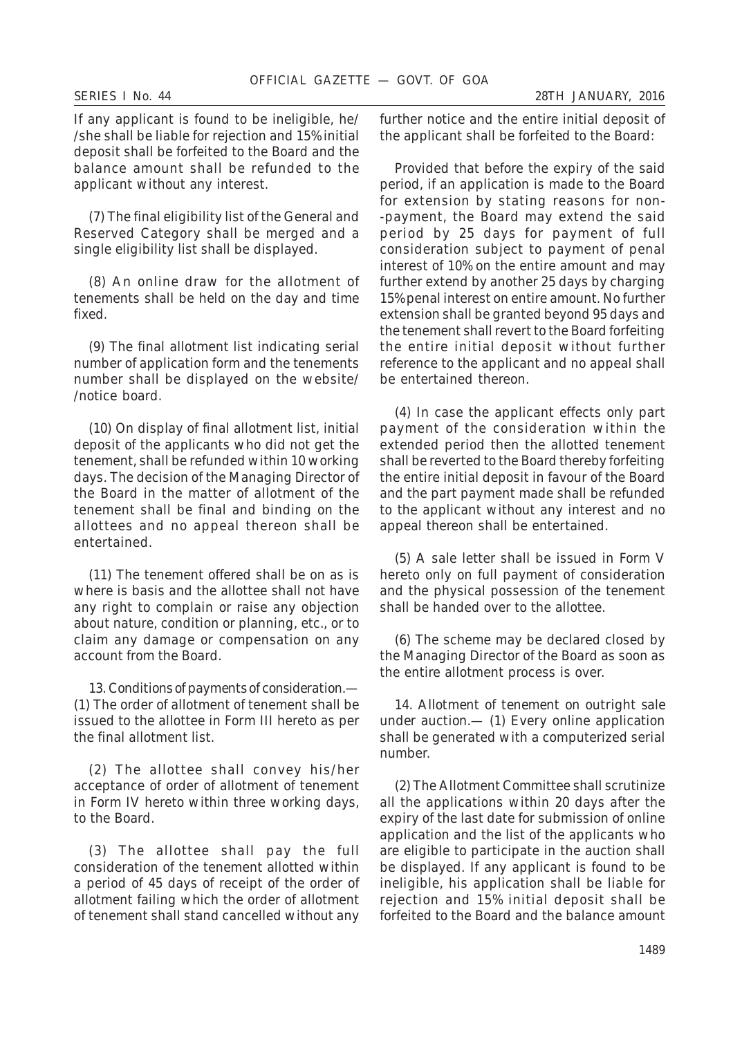If any applicant is found to be ineligible, he/ /she shall be liable for rejection and 15% initial deposit shall be forfeited to the Board and the balance amount shall be refunded to the applicant without any interest.

(7) The final eligibility list of the General and Reserved Category shall be merged and a single eligibility list shall be displayed.

(8) An online draw for the allotment of tenements shall be held on the day and time fixed.

(9) The final allotment list indicating serial number of application form and the tenements number shall be displayed on the website/ /notice board.

(10) On display of final allotment list, initial deposit of the applicants who did not get the tenement, shall be refunded within 10 working days. The decision of the Managing Director of the Board in the matter of allotment of the tenement shall be final and binding on the allottees and no appeal thereon shall be entertained.

(11) The tenement offered shall be on as is where is basis and the allottee shall not have any right to complain or raise any objection about nature, condition or planning, etc., or to claim any damage or compensation on any account from the Board.

13. *Conditions of payments of consideration.*— (1) The order of allotment of tenement shall be issued to the allottee in Form III hereto as per the final allotment list.

(2) The allottee shall convey his/her acceptance of order of allotment of tenement in Form IV hereto within three working days, to the Board.

(3) The allottee shall pay the full consideration of the tenement allotted within a period of 45 days of receipt of the order of allotment failing which the order of allotment of tenement shall stand cancelled without any further notice and the entire initial deposit of the applicant shall be forfeited to the Board:

Provided that before the expiry of the said period, if an application is made to the Board for extension by stating reasons for non- -payment, the Board may extend the said period by 25 days for payment of full consideration subject to payment of penal interest of 10% on the entire amount and may further extend by another 25 days by charging 15% penal interest on entire amount. No further extension shall be granted beyond 95 days and the tenement shall revert to the Board forfeiting the entire initial deposit without further reference to the applicant and no appeal shall be entertained thereon.

(4) In case the applicant effects only part payment of the consideration within the extended period then the allotted tenement shall be reverted to the Board thereby forfeiting the entire initial deposit in favour of the Board and the part payment made shall be refunded to the applicant without any interest and no appeal thereon shall be entertained.

(5) A sale letter shall be issued in Form V hereto only on full payment of consideration and the physical possession of the tenement shall be handed over to the allottee.

(6) The scheme may be declared closed by the Managing Director of the Board as soon as the entire allotment process is over.

14. *Allotment of tenement on outright sale under auction.*— (1) Every online application shall be generated with a computerized serial number.

(2) The Allotment Committee shall scrutinize all the applications within 20 days after the expiry of the last date for submission of online application and the list of the applicants who are eligible to participate in the auction shall be displayed. If any applicant is found to be ineligible, his application shall be liable for rejection and 15% initial deposit shall be forfeited to the Board and the balance amount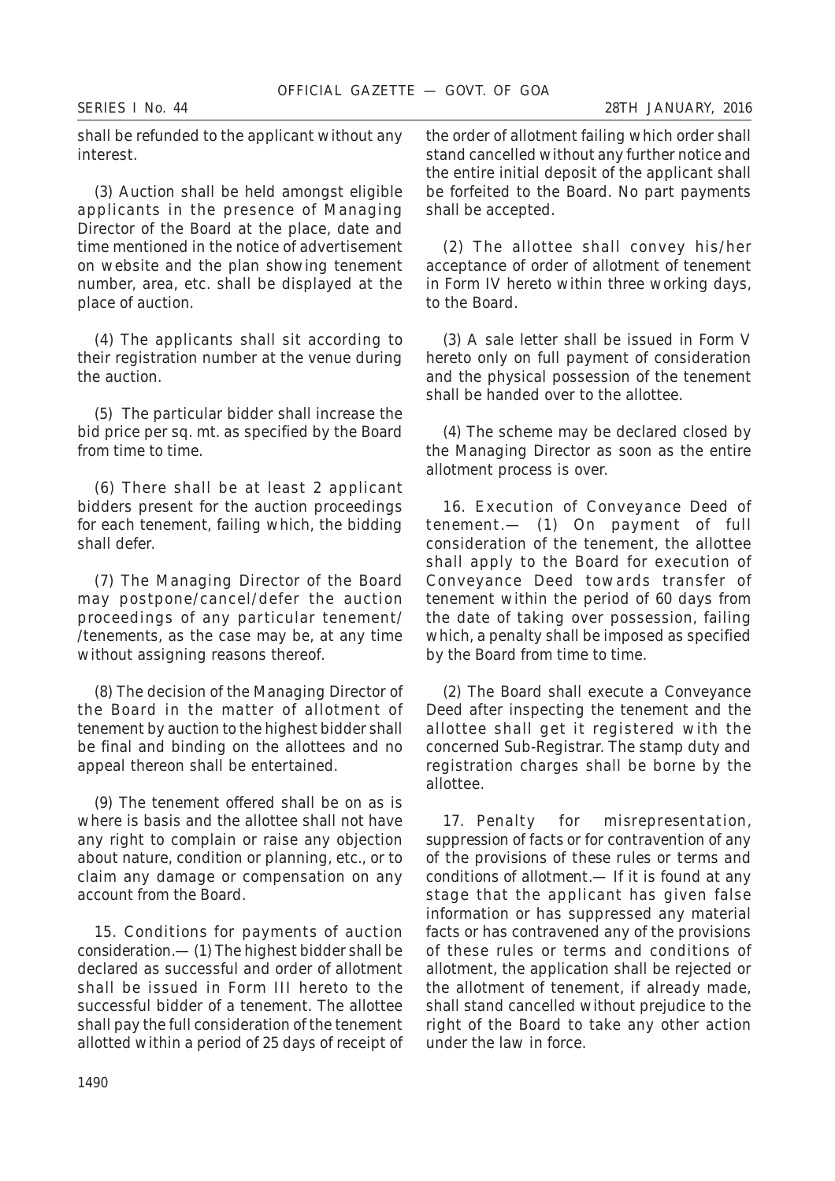shall be refunded to the applicant without any interest.

(3) Auction shall be held amongst eligible applicants in the presence of Managing Director of the Board at the place, date and time mentioned in the notice of advertisement on website and the plan showing tenement number, area, etc. shall be displayed at the place of auction.

(4) The applicants shall sit according to their registration number at the venue during the auction.

(5) The particular bidder shall increase the bid price per sq. mt. as specified by the Board from time to time.

(6) There shall be at least 2 applicant bidders present for the auction proceedings for each tenement, failing which, the bidding shall defer.

(7) The Managing Director of the Board may postpone/cancel/defer the auction proceedings of any particular tenement//tenements, as the case may be, at any time without assigning reasons thereof.

(8) The decision of the Managing Director of the Board in the matter of allotment of tenement by auction to the highest bidder shall be final and binding on the allottees and no appeal thereon shall be entertained.

(9) The tenement offered shall be on as is where is basis and the allottee shall not have any right to complain or raise any objection about nature, condition or planning, etc., or to claim any damage or compensation on any account from the Board.

15. Conditions for payments of auction consideration.— (1) The highest bidder shall be declared as successful and order of allotment shall be issued in Form III hereto to the successful bidder of a tenement. The allottee shall pay the full consideration of the tenement allotted within a period of 25 days of receipt of the order of allotment failing which order shall stand cancelled without any further notice and the entire initial deposit of the applicant shall be forfeited to the Board. No part payments shall be accepted.

(2) The allottee shall convey his/her acceptance of order of allotment of tenement in Form IV hereto within three working days, to the Board.

(3) A sale letter shall be issued in Form V hereto only on full payment of consideration and the physical possession of the tenement shall be handed over to the allottee.

(4) The scheme may be declared closed by the Managing Director as soon as the entire allotment process is over.

16. Execution of Conveyance Deed of tenement.— (1) On payment of full consideration of the tenement, the allottee shall apply to the Board for execution of Conveyance Deed towards transfer of tenement within the period of 60 days from the date of taking over possession, failing which, a penalty shall be imposed as specified by the Board from time to time.

(2) The Board shall execute a Conveyance Deed after inspecting the tenement and the allottee shall get it registered with the concerned Sub-Registrar. The stamp duty and registration charges shall be borne by the allottee.

17. Penalty for misrepresentation, suppression of facts or for contravention of any of the provisions of these rules or terms and conditions of allotment.— If it is found at any stage that the applicant has given false information or has suppressed any material facts or has contravened any of the provisions of these rules or terms and conditions of allotment, the application shall be rejected or the allotment of tenement, if already made, shall stand cancelled without prejudice to the right of the Board to take any other action under the law in force.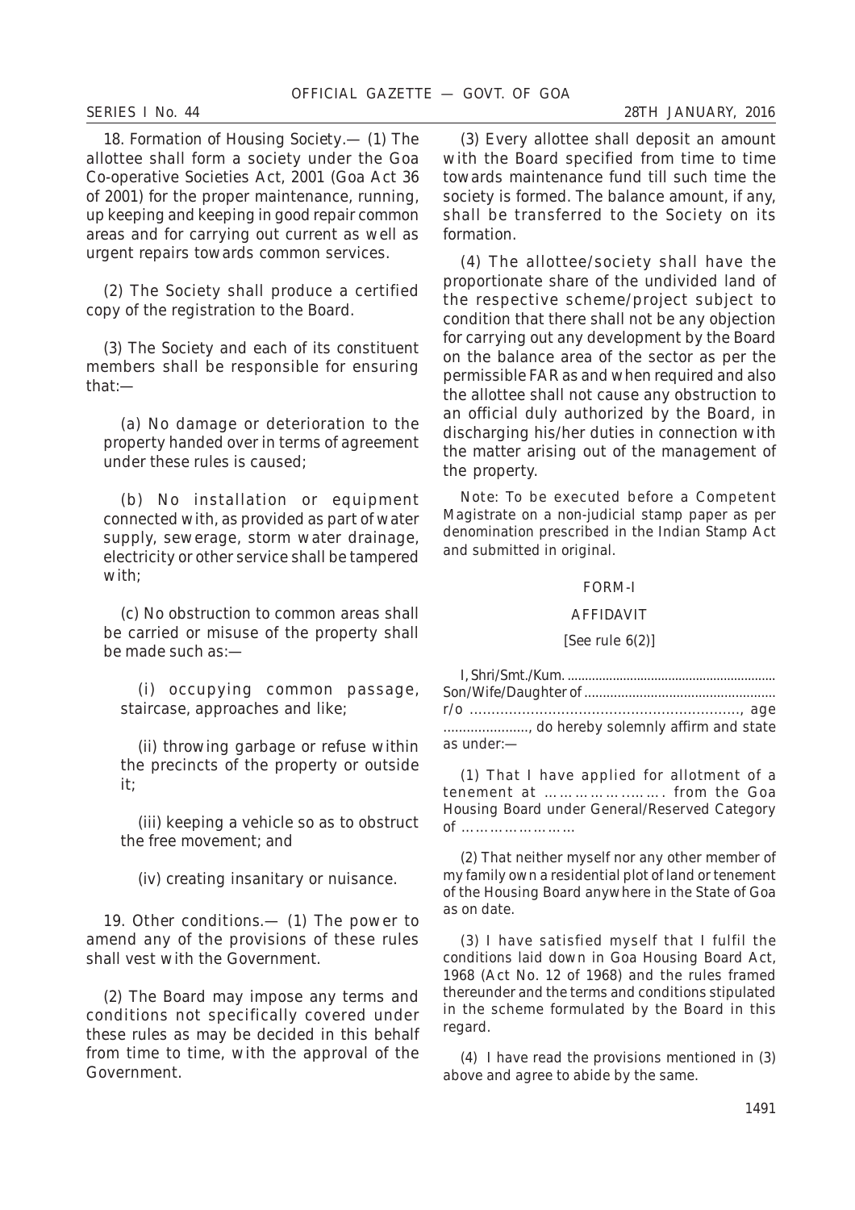18. Formation of Housing Society.— (1) The allottee shall form a society under the Goa Co-operative Societies Act, 2001 (Goa Act 36 of 2001) for the proper maintenance, running, up keeping and keeping in good repair common areas and for carrying out current as well as urgent repairs towards common services.

(2) The Society shall produce a certified copy of the registration to the Board.

(3) The Society and each of its constituent members shall be responsible for ensuring that:—

(a) No damage or deterioration to the property handed over in terms of agreement under these rules is caused;

(b) No installation or equipment connected with, as provided as part of water supply, sewerage, storm water drainage, electricity or other service shall be tampered with;

(c) No obstruction to common areas shall be carried or misuse of the property shall be made such as:—

(i) occupying common passage, staircase, approaches and like;

(ii) throwing garbage or refuse within the precincts of the property or outside it;

(iii) keeping a vehicle so as to obstruct the free movement; and

(iv) creating insanitary or nuisance.

19. Other conditions.— (1) The power to amend any of the provisions of these rules shall vest with the Government.

(2) The Board may impose any terms and conditions not specifically covered under these rules as may be decided in this behalf from time to time, with the approval of the Government.

(3) Every allottee shall deposit an amount with the Board specified from time to time towards maintenance fund till such time the society is formed. The balance amount, if any, shall be transferred to the Society on its formation.

(4) The allottee/society shall have the proportionate share of the undivided land of the respective scheme/project subject to condition that there shall not be any objection for carrying out any development by the Board on the balance area of the sector as per the permissible FAR as and when required and also the allottee shall not cause any obstruction to an official duly authorized by the Board, in discharging his/her duties in connection with the matter arising out of the management of the property.

Note: To be executed before a Competent Magistrate on a non-judicial stamp paper as per denomination prescribed in the Indian Stamp Act and submitted in original.

## FORM-I

## AFFIDAVIT

[See rule 6(2)]

I, Shri/Smt./Kum. .......................................................... Son/Wife/Daughter of ................................................... r/o ............................................................., age ......................, do hereby solemnly affirm and state as under:—

(1) That I have applied for allotment of a tenement at ……………..……. from the Goa Housing Board under General/Reserved Category of ……………………

(2) That neither myself nor any other member of my family own a residential plot of land or tenement of the Housing Board anywhere in the State of Goa as on date.

(3) I have satisfied myself that I fulfil the conditions laid down in Goa Housing Board Act, 1968 (Act No. 12 of 1968) and the rules framed thereunder and the terms and conditions stipulated in the scheme formulated by the Board in this regard.

(4) I have read the provisions mentioned in (3) above and agree to abide by the same.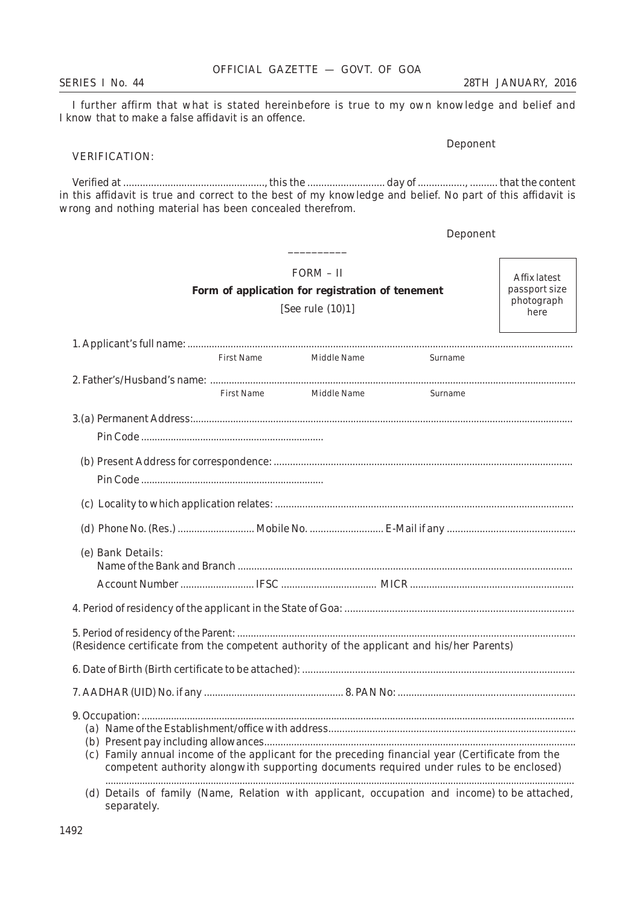I further affirm that what is stated hereinbefore is true to my own knowledge and belief and I know that to make a false affidavit is an offence.

Deponent

VERIFICATION:

Verified at ..................................................., this the ........................... day of ................, .......... that the content in this affidavit is true and correct to the best of my knowledge and belief. No part of this affidavit is wrong and nothing material has been concealed therefrom.

Deponent

---

FORM – II

**Form of application for registration of tenement**

[See rule (10)1]

Affix latest passport size photograph here

1. Applicant's full name: ..........................................................................................................................................
   First Name    Middle Name    Surname

2. Father's/Husband's name: ...................................................................................................................................
   First Name    Middle Name    Surname

3.(a) Permanent Address:..........................................................................................................................................

Pin Code ..................................................................

(b) Present Address for correspondence: ............................................................................................................

Pin Code ..................................................................

(c) Locality to which application relates: ............................................................................................................

(d) Phone No. (Res.) ........................... Mobile No. .......................... E-Mail if any .............................................

(e) Bank Details:
Name of the Bank and Branch .........................................................................................................................

Account Number .......................... IFSC .................................. MICR ...........................................................

4. Period of residency of the applicant in the State of Goa: .................................................................................

5. Period of residency of the Parent: ..........................................................................................................................
(Residence certificate from the competent authority of the applicant and his/her Parents)

6. Date of Birth (Birth certificate to be attached): .................................................................................................

7. AADHAR (UID) No. if any .................................................. 8. PAN No: ................................................................

9. Occupation: ..............................................................................................................................................................
   (a) Name of the Establishment/office with address.........................................................................................
   (b) Present pay including allowances..................................................................................................................
   (c) Family annual income of the applicant for the preceding financial year (Certificate from the competent authority alongwith supporting documents required under rules to be enclosed)
   ..........................................................................................................................................................................
   (d) Details of family (Name, Relation with applicant, occupation and income) to be attached, separately.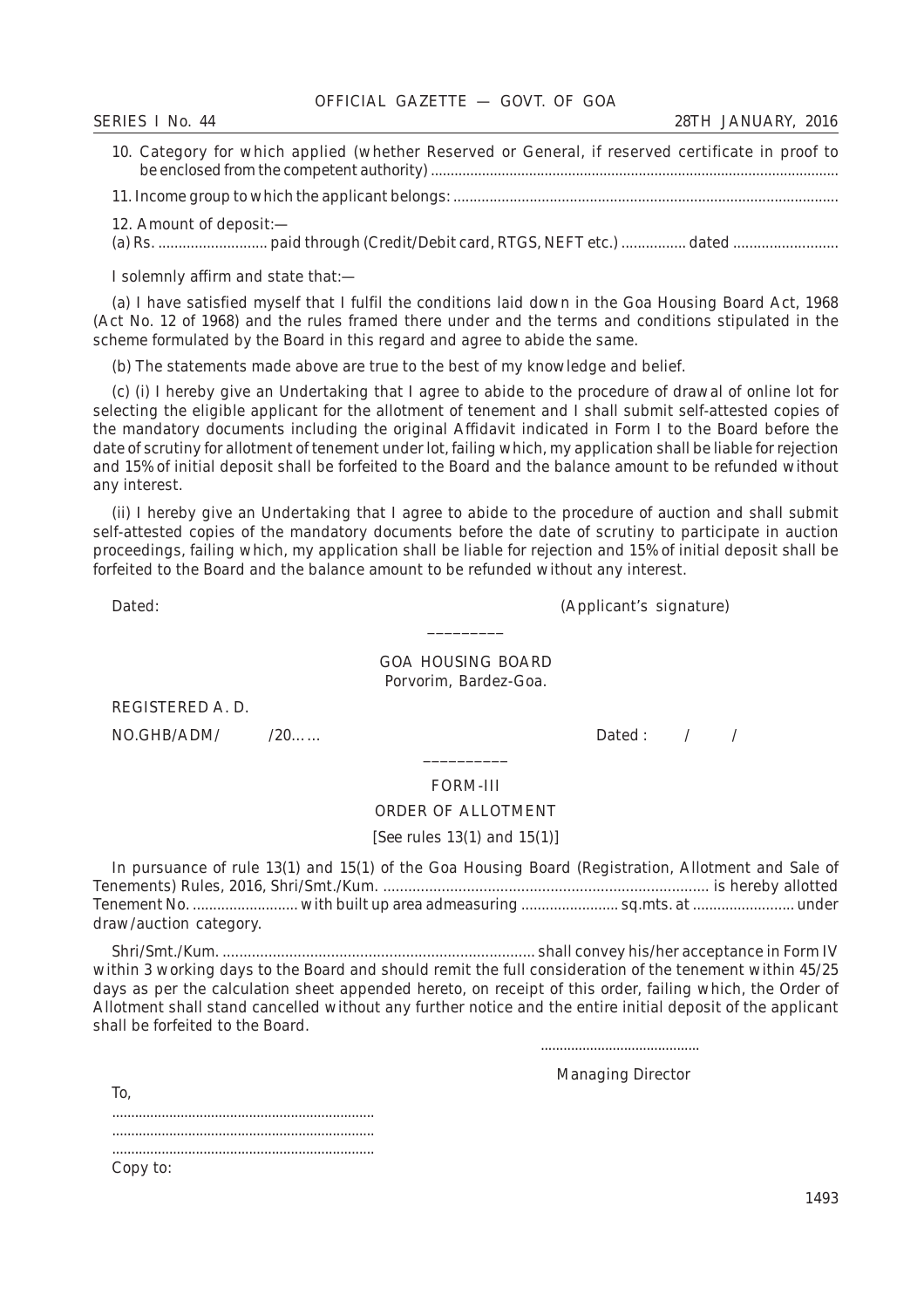10. Category for which applied (whether Reserved or General, if reserved certificate in proof to be enclosed from the competent authority) ..........................................................................................................

11. Income group to which the applicant belongs: ..............................................................................................

12. Amount of deposit:—

(a) Rs. ........................... paid through (Credit/Debit card, RTGS, NEFT etc.) ................ dated ..........................

I solemnly affirm and state that:—

(a) I have satisfied myself that I fulfil the conditions laid down in the Goa Housing Board Act, 1968 (Act No. 12 of 1968) and the rules framed there under and the terms and conditions stipulated in the scheme formulated by the Board in this regard and agree to abide the same.

(b) The statements made above are true to the best of my knowledge and belief.

(c) (i) I hereby give an Undertaking that I agree to abide to the procedure of drawal of online lot for selecting the eligible applicant for the allotment of tenement and I shall submit self-attested copies of the mandatory documents including the original Affidavit indicated in Form I to the Board before the date of scrutiny for allotment of tenement under lot, failing which, my application shall be liable for rejection and 15% of initial deposit shall be forfeited to the Board and the balance amount to be refunded without any interest.

(ii) I hereby give an Undertaking that I agree to abide to the procedure of auction and shall submit self-attested copies of the mandatory documents before the date of scrutiny to participate in auction proceedings, failing which, my application shall be liable for rejection and 15% of initial deposit shall be forfeited to the Board and the balance amount to be refunded without any interest.

Dated: (Applicant's signature)

---

GOA HOUSING BOARD
Porvorim, Bardez-Goa.

REGISTERED A. D.

NO.GHB/ADM/ /20...... Dated : / /

---

## FORM-III

## ORDER OF ALLOTMENT

[See rules 13(1) and 15(1)]

In pursuance of rule 13(1) and 15(1) of the Goa Housing Board (Registration, Allotment and Sale of Tenements) Rules, 2016, Shri/Smt./Kum. ............................................................................ is hereby allotted Tenement No. .......................... with built up area admeasuring ........................ sq.mts. at ......................... under draw/auction category.

Shri/Smt./Kum. ........................................................................... shall convey his/her acceptance in Form IV within 3 working days to the Board and should remit the full consideration of the tenement within 45/25 days as per the calculation sheet appended hereto, on receipt of this order, failing which, the Order of Allotment shall stand cancelled without any further notice and the entire initial deposit of the applicant shall be forfeited to the Board.

..........................................

Managing Director

To,

....................................................................
....................................................................
....................................................................

Copy to: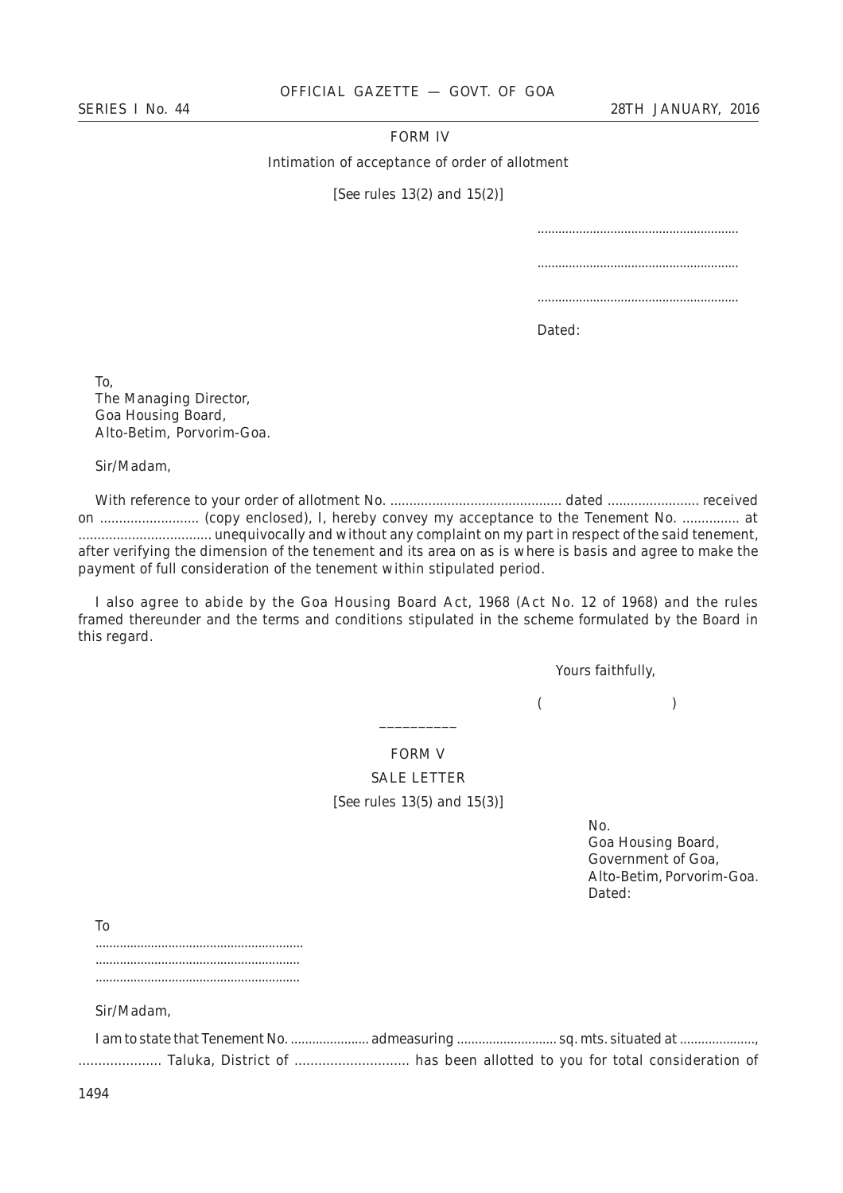FORM IV

Intimation of acceptance of order of allotment

[See rules 13(2) and 15(2)]

..........................................................

..........................................................

..........................................................

Dated:

To,
The Managing Director,
Goa Housing Board,
Alto-Betim, Porvorim-Goa.

Sir/Madam,

With reference to your order of allotment No. ............................................. dated ........................ received on .......................... (copy enclosed), I, hereby convey my acceptance to the Tenement No. ............... at .................................. unequivocally and without any complaint on my part in respect of the said tenement, after verifying the dimension of the tenement and its area on as is where is basis and agree to make the payment of full consideration of the tenement within stipulated period.

I also agree to abide by the Goa Housing Board Act, 1968 (Act No. 12 of 1968) and the rules framed thereunder and the terms and conditions stipulated in the scheme formulated by the Board in this regard.

Yours faithfully,

(                    )

---

FORM V

SALE LETTER

[See rules 13(5) and 15(3)]

No.
Goa Housing Board,
Government of Goa,
Alto-Betim, Porvorim-Goa.
Dated:

To
...........................................................
...........................................................
...........................................................

Sir/Madam,

I am to state that Tenement No. ...................... admeasuring ............................ sq. mts. situated at ....................., ..................... Taluka, District of ............................. has been allotted to you for total consideration of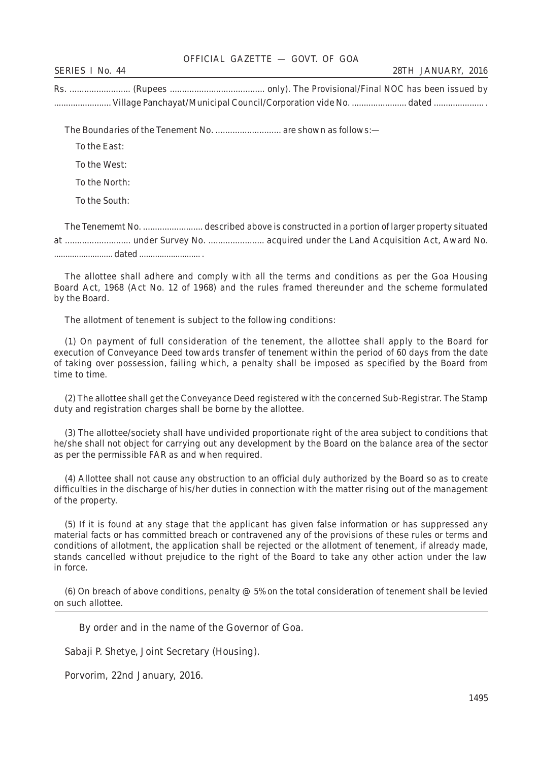Rs. ......................... (Rupees ....................................... only). The Provisional/Final NOC has been issued by ........................ Village Panchayat/Municipal Council/Corporation vide No. ....................... dated ..................... .

The Boundaries of the Tenement No. ........................... are shown as follows:—

To the East:

To the West:

To the North:

To the South:

The Tenememt No. ......................... described above is constructed in a portion of larger property situated at ........................... under Survey No. ....................... acquired under the Land Acquisition Act, Award No. .......................... dated ........................... .

The allottee shall adhere and comply with all the terms and conditions as per the Goa Housing Board Act, 1968 (Act No. 12 of 1968) and the rules framed thereunder and the scheme formulated by the Board.

The allotment of tenement is subject to the following conditions:

(1) On payment of full consideration of the tenement, the allottee shall apply to the Board for execution of Conveyance Deed towards transfer of tenement within the period of 60 days from the date of taking over possession, failing which, a penalty shall be imposed as specified by the Board from time to time.

(2) The allottee shall get the Conveyance Deed registered with the concerned Sub-Registrar. The Stamp duty and registration charges shall be borne by the allottee.

(3) The allottee/society shall have undivided proportionate right of the area subject to conditions that he/she shall not object for carrying out any development by the Board on the balance area of the sector as per the permissible FAR as and when required.

(4) Allottee shall not cause any obstruction to an official duly authorized by the Board so as to create difficulties in the discharge of his/her duties in connection with the matter rising out of the management of the property.

(5) If it is found at any stage that the applicant has given false information or has suppressed any material facts or has committed breach or contravened any of the provisions of these rules or terms and conditions of allotment, the application shall be rejected or the allotment of tenement, if already made, stands cancelled without prejudice to the right of the Board to take any other action under the law in force.

(6) On breach of above conditions, penalty @ 5% on the total consideration of tenement shall be levied on such allottee.

---

By order and in the name of the Governor of Goa.

Sabaji P. Shetye, Joint Secretary (Housing).

Porvorim, 22nd January, 2016.